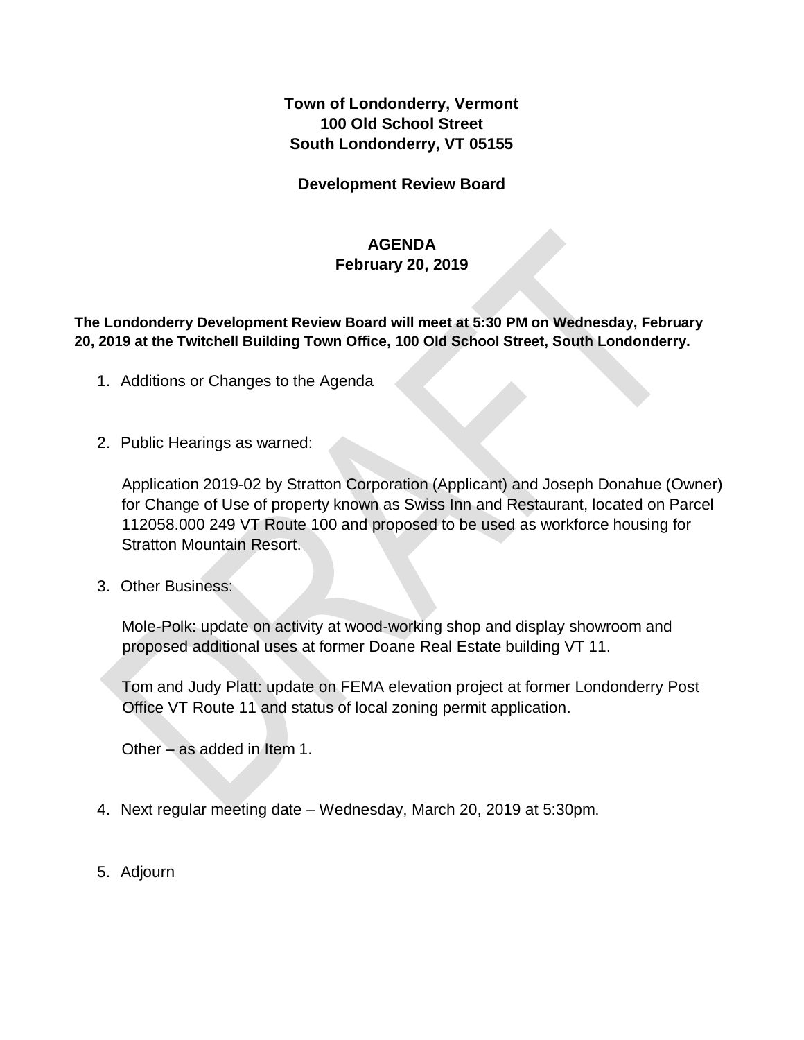**Town of Londonderry, Vermont**
**100 Old School Street**
**South Londonderry, VT 05155**

**Development Review Board**

# AGENDA
**February 20, 2019**

**The Londonderry Development Review Board will meet at 5:30 PM on Wednesday, February 20, 2019 at the Twitchell Building Town Office, 100 Old School Street, South Londonderry.**

1. Additions or Changes to the Agenda

2. Public Hearings as warned:

   Application 2019-02 by Stratton Corporation (Applicant) and Joseph Donahue (Owner) for Change of Use of property known as Swiss Inn and Restaurant, located on Parcel 112058.000 249 VT Route 100 and proposed to be used as workforce housing for Stratton Mountain Resort.

3. Other Business:

   Mole-Polk: update on activity at wood-working shop and display showroom and proposed additional uses at former Doane Real Estate building VT 11.

   Tom and Judy Platt: update on FEMA elevation project at former Londonderry Post Office VT Route 11 and status of local zoning permit application.

   Other – as added in Item 1.

4. Next regular meeting date – Wednesday, March 20, 2019 at 5:30pm.

5. Adjourn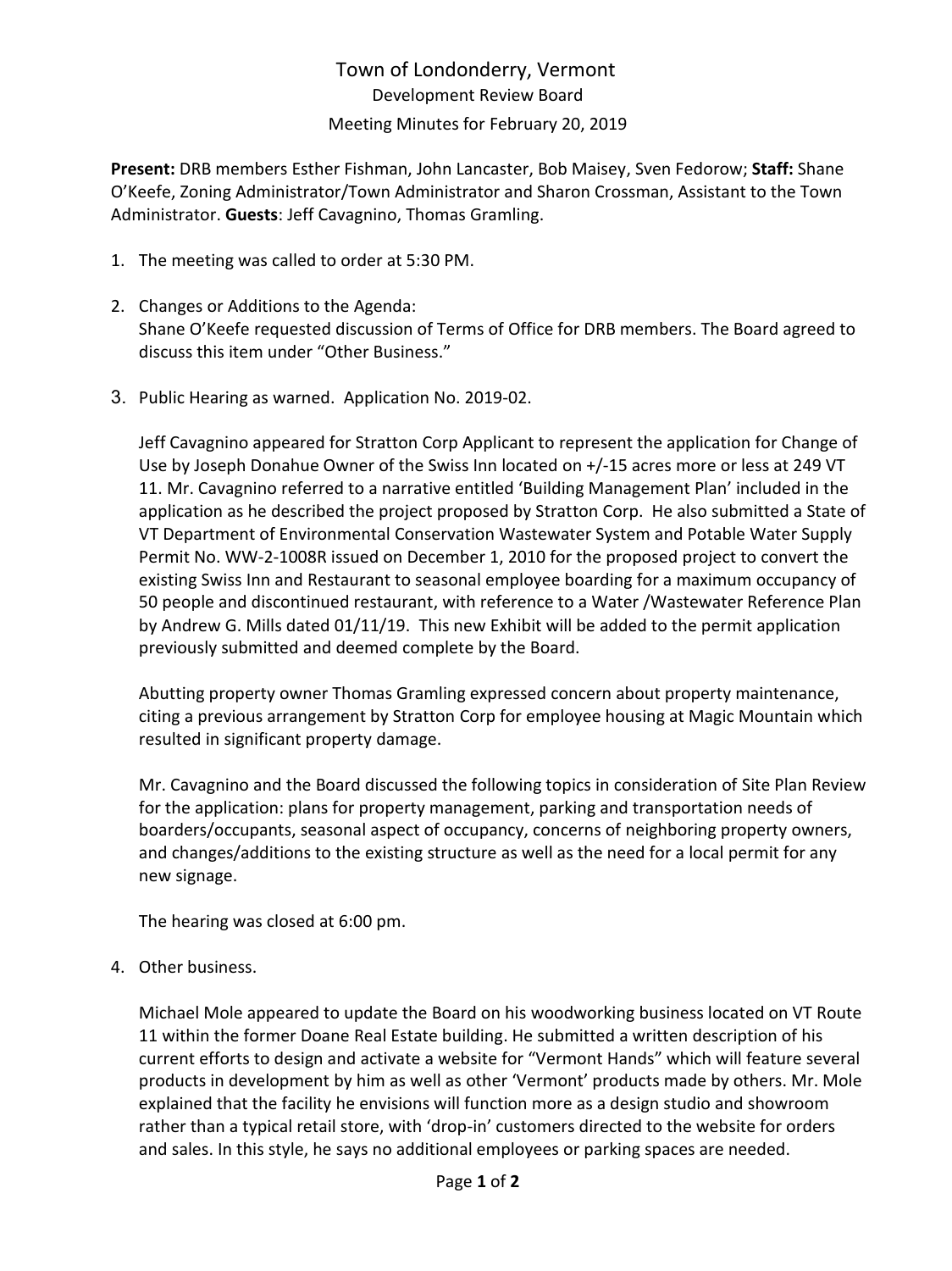# Town of Londonderry, Vermont

Development Review Board

Meeting Minutes for February 20, 2019

**Present:** DRB members Esther Fishman, John Lancaster, Bob Maisey, Sven Fedorow; **Staff:** Shane O'Keefe, Zoning Administrator/Town Administrator and Sharon Crossman, Assistant to the Town Administrator. **Guests**: Jeff Cavagnino, Thomas Gramling.

1. The meeting was called to order at 5:30 PM.

2. Changes or Additions to the Agenda:
   Shane O'Keefe requested discussion of Terms of Office for DRB members. The Board agreed to discuss this item under "Other Business."

3. Public Hearing as warned. Application No. 2019-02.

   Jeff Cavagnino appeared for Stratton Corp Applicant to represent the application for Change of Use by Joseph Donahue Owner of the Swiss Inn located on +/-15 acres more or less at 249 VT 11. Mr. Cavagnino referred to a narrative entitled 'Building Management Plan' included in the application as he described the project proposed by Stratton Corp. He also submitted a State of VT Department of Environmental Conservation Wastewater System and Potable Water Supply Permit No. WW-2-1008R issued on December 1, 2010 for the proposed project to convert the existing Swiss Inn and Restaurant to seasonal employee boarding for a maximum occupancy of 50 people and discontinued restaurant, with reference to a Water /Wastewater Reference Plan by Andrew G. Mills dated 01/11/19. This new Exhibit will be added to the permit application previously submitted and deemed complete by the Board.

   Abutting property owner Thomas Gramling expressed concern about property maintenance, citing a previous arrangement by Stratton Corp for employee housing at Magic Mountain which resulted in significant property damage.

   Mr. Cavagnino and the Board discussed the following topics in consideration of Site Plan Review for the application: plans for property management, parking and transportation needs of boarders/occupants, seasonal aspect of occupancy, concerns of neighboring property owners, and changes/additions to the existing structure as well as the need for a local permit for any new signage.

   The hearing was closed at 6:00 pm.

4. Other business.

   Michael Mole appeared to update the Board on his woodworking business located on VT Route 11 within the former Doane Real Estate building. He submitted a written description of his current efforts to design and activate a website for "Vermont Hands" which will feature several products in development by him as well as other 'Vermont' products made by others. Mr. Mole explained that the facility he envisions will function more as a design studio and showroom rather than a typical retail store, with 'drop-in' customers directed to the website for orders and sales. In this style, he says no additional employees or parking spaces are needed.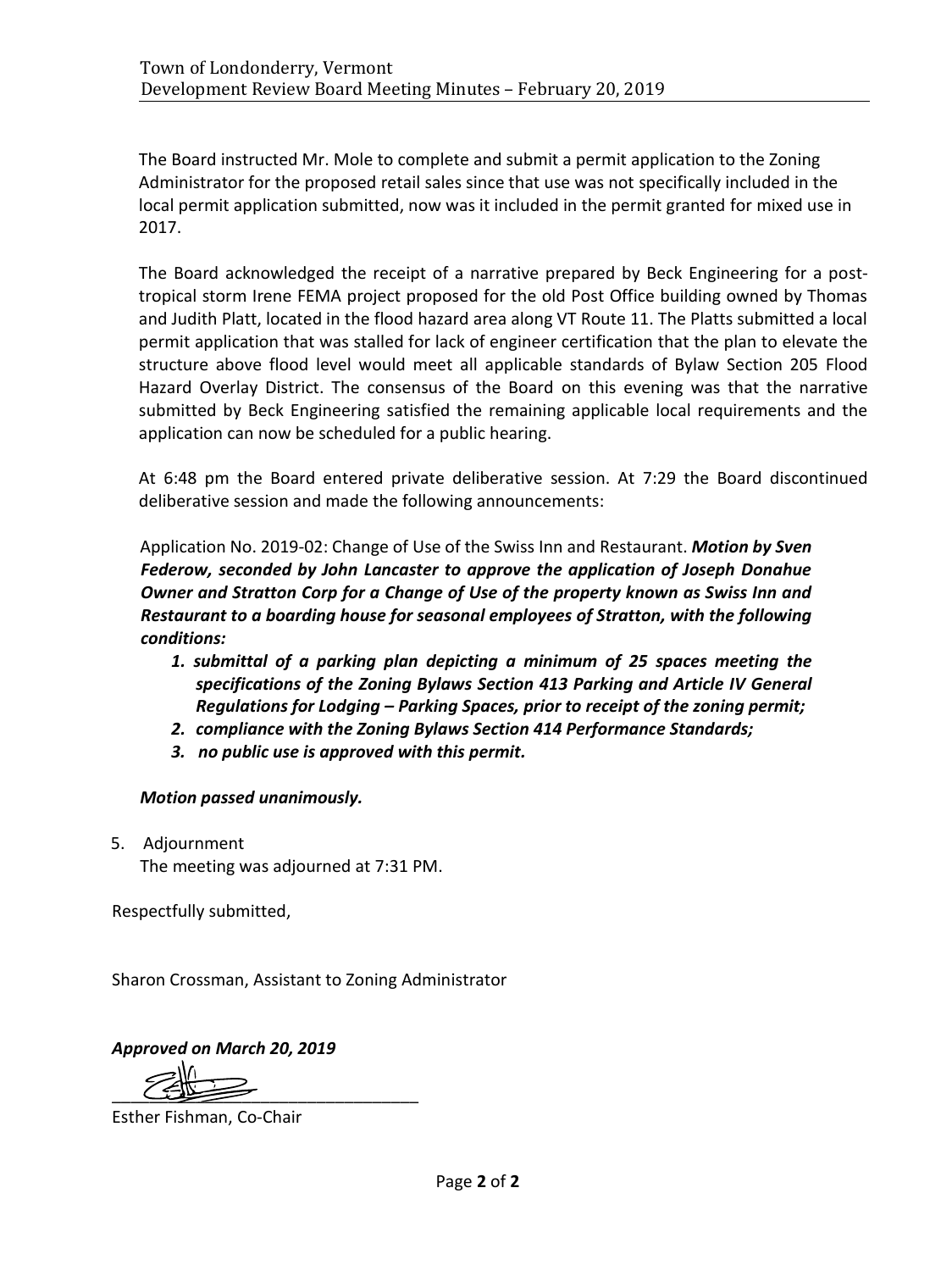The Board instructed Mr. Mole to complete and submit a permit application to the Zoning Administrator for the proposed retail sales since that use was not specifically included in the local permit application submitted, now was it included in the permit granted for mixed use in 2017.

The Board acknowledged the receipt of a narrative prepared by Beck Engineering for a post-tropical storm Irene FEMA project proposed for the old Post Office building owned by Thomas and Judith Platt, located in the flood hazard area along VT Route 11. The Platts submitted a local permit application that was stalled for lack of engineer certification that the plan to elevate the structure above flood level would meet all applicable standards of Bylaw Section 205 Flood Hazard Overlay District. The consensus of the Board on this evening was that the narrative submitted by Beck Engineering satisfied the remaining applicable local requirements and the application can now be scheduled for a public hearing.

At 6:48 pm the Board entered private deliberative session. At 7:29 the Board discontinued deliberative session and made the following announcements:

Application No. 2019-02: Change of Use of the Swiss Inn and Restaurant. ***Motion by Sven Federow, seconded by John Lancaster to approve the application of Joseph Donahue Owner and Stratton Corp for a Change of Use of the property known as Swiss Inn and Restaurant to a boarding house for seasonal employees of Stratton, with the following conditions:***

1. ***submittal of a parking plan depicting a minimum of 25 spaces meeting the specifications of the Zoning Bylaws Section 413 Parking and Article IV General Regulations for Lodging – Parking Spaces, prior to receipt of the zoning permit;***
2. ***compliance with the Zoning Bylaws Section 414 Performance Standards;***
3. ***no public use is approved with this permit.***

***Motion passed unanimously.***

5. Adjournment
   The meeting was adjourned at 7:31 PM.

Respectfully submitted,

Sharon Crossman, Assistant to Zoning Administrator

***Approved on March 20, 2019***

\_\_\_\_\_\_\_\_\_\_\_\_\_\_\_\_\_\_\_\_\_\_\_\_\_\_\_\_\_\_\_\_

Esther Fishman, Co-Chair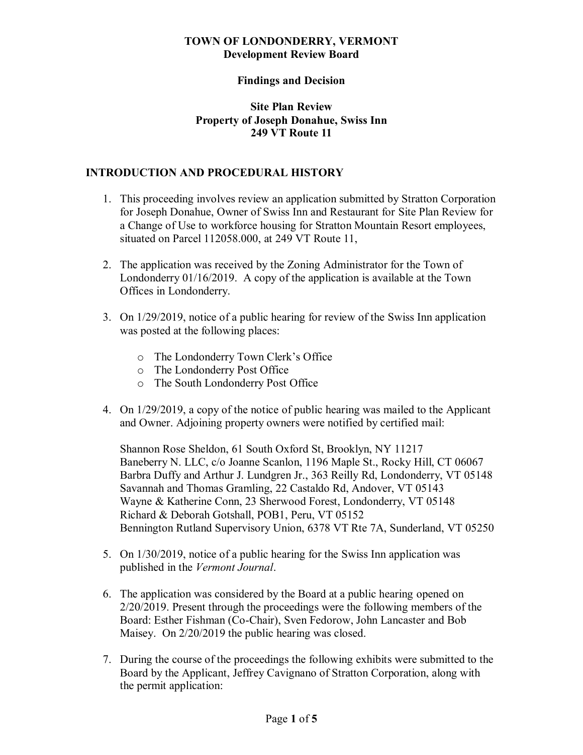**TOWN OF LONDONDERRY, VERMONT**
**Development Review Board**

**Findings and Decision**

**Site Plan Review**
**Property of Joseph Donahue, Swiss Inn**
**249 VT Route 11**

## INTRODUCTION AND PROCEDURAL HISTORY

1. This proceeding involves review an application submitted by Stratton Corporation for Joseph Donahue, Owner of Swiss Inn and Restaurant for Site Plan Review for a Change of Use to workforce housing for Stratton Mountain Resort employees, situated on Parcel 112058.000, at 249 VT Route 11,

2. The application was received by the Zoning Administrator for the Town of Londonderry 01/16/2019. A copy of the application is available at the Town Offices in Londonderry.

3. On 1/29/2019, notice of a public hearing for review of the Swiss Inn application was posted at the following places:

   - The Londonderry Town Clerk's Office
   - The Londonderry Post Office
   - The South Londonderry Post Office

4. On 1/29/2019, a copy of the notice of public hearing was mailed to the Applicant and Owner. Adjoining property owners were notified by certified mail:

   Shannon Rose Sheldon, 61 South Oxford St, Brooklyn, NY 11217
   Baneberry N. LLC, c/o Joanne Scanlon, 1196 Maple St., Rocky Hill, CT 06067
   Barbra Duffy and Arthur J. Lundgren Jr., 363 Reilly Rd, Londonderry, VT 05148
   Savannah and Thomas Gramling, 22 Castaldo Rd, Andover, VT 05143
   Wayne & Katherine Conn, 23 Sherwood Forest, Londonderry, VT 05148
   Richard & Deborah Gotshall, POB1, Peru, VT 05152
   Bennington Rutland Supervisory Union, 6378 VT Rte 7A, Sunderland, VT 05250

5. On 1/30/2019, notice of a public hearing for the Swiss Inn application was published in the *Vermont Journal*.

6. The application was considered by the Board at a public hearing opened on 2/20/2019. Present through the proceedings were the following members of the Board: Esther Fishman (Co-Chair), Sven Fedorow, John Lancaster and Bob Maisey. On 2/20/2019 the public hearing was closed.

7. During the course of the proceedings the following exhibits were submitted to the Board by the Applicant, Jeffrey Cavignano of Stratton Corporation, along with the permit application: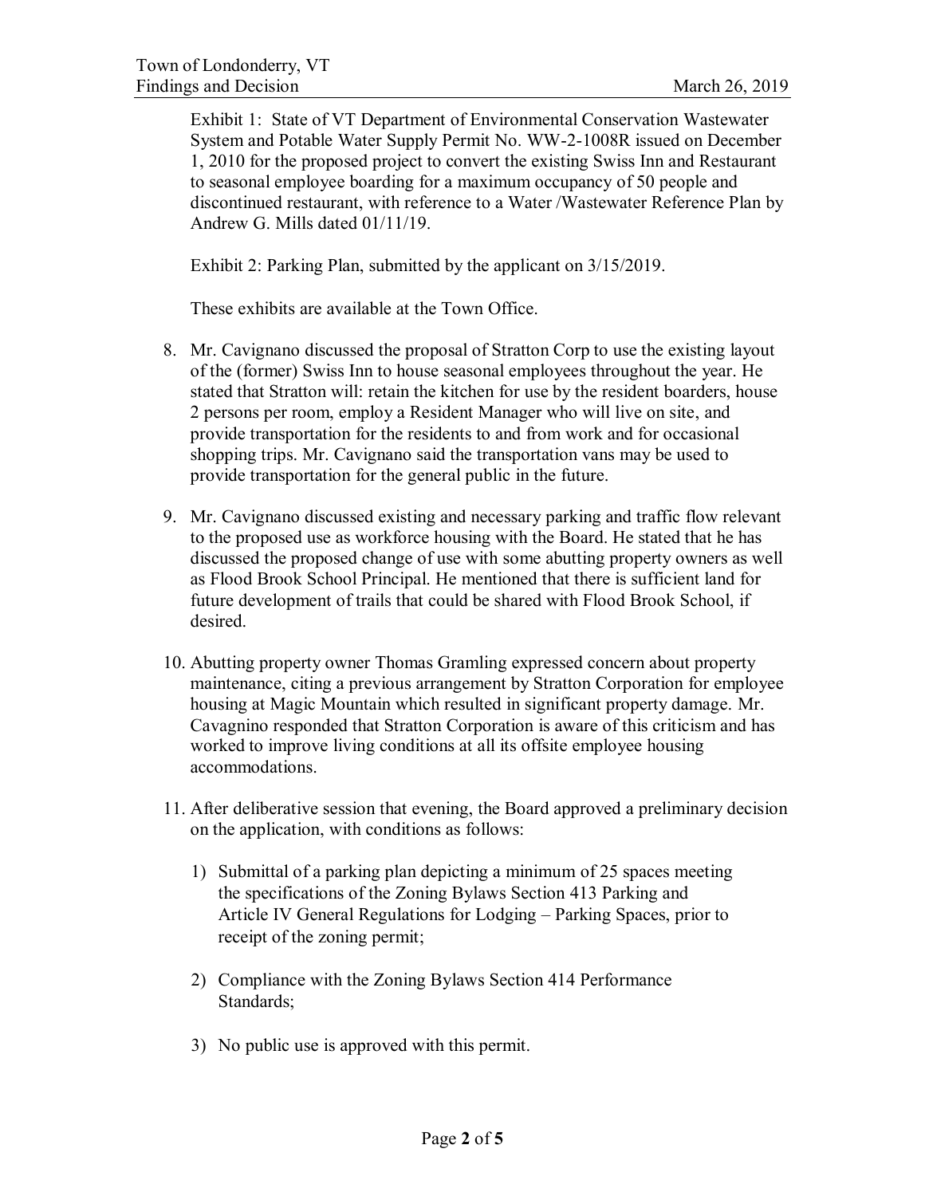Exhibit 1: State of VT Department of Environmental Conservation Wastewater System and Potable Water Supply Permit No. WW-2-1008R issued on December 1, 2010 for the proposed project to convert the existing Swiss Inn and Restaurant to seasonal employee boarding for a maximum occupancy of 50 people and discontinued restaurant, with reference to a Water /Wastewater Reference Plan by Andrew G. Mills dated 01/11/19.

Exhibit 2: Parking Plan, submitted by the applicant on 3/15/2019.

These exhibits are available at the Town Office.

8. Mr. Cavignano discussed the proposal of Stratton Corp to use the existing layout of the (former) Swiss Inn to house seasonal employees throughout the year. He stated that Stratton will: retain the kitchen for use by the resident boarders, house 2 persons per room, employ a Resident Manager who will live on site, and provide transportation for the residents to and from work and for occasional shopping trips. Mr. Cavignano said the transportation vans may be used to provide transportation for the general public in the future.

9. Mr. Cavignano discussed existing and necessary parking and traffic flow relevant to the proposed use as workforce housing with the Board. He stated that he has discussed the proposed change of use with some abutting property owners as well as Flood Brook School Principal. He mentioned that there is sufficient land for future development of trails that could be shared with Flood Brook School, if desired.

10. Abutting property owner Thomas Gramling expressed concern about property maintenance, citing a previous arrangement by Stratton Corporation for employee housing at Magic Mountain which resulted in significant property damage. Mr. Cavagnino responded that Stratton Corporation is aware of this criticism and has worked to improve living conditions at all its offsite employee housing accommodations.

11. After deliberative session that evening, the Board approved a preliminary decision on the application, with conditions as follows:

    1) Submittal of a parking plan depicting a minimum of 25 spaces meeting the specifications of the Zoning Bylaws Section 413 Parking and Article IV General Regulations for Lodging – Parking Spaces, prior to receipt of the zoning permit;

    2) Compliance with the Zoning Bylaws Section 414 Performance Standards;

    3) No public use is approved with this permit.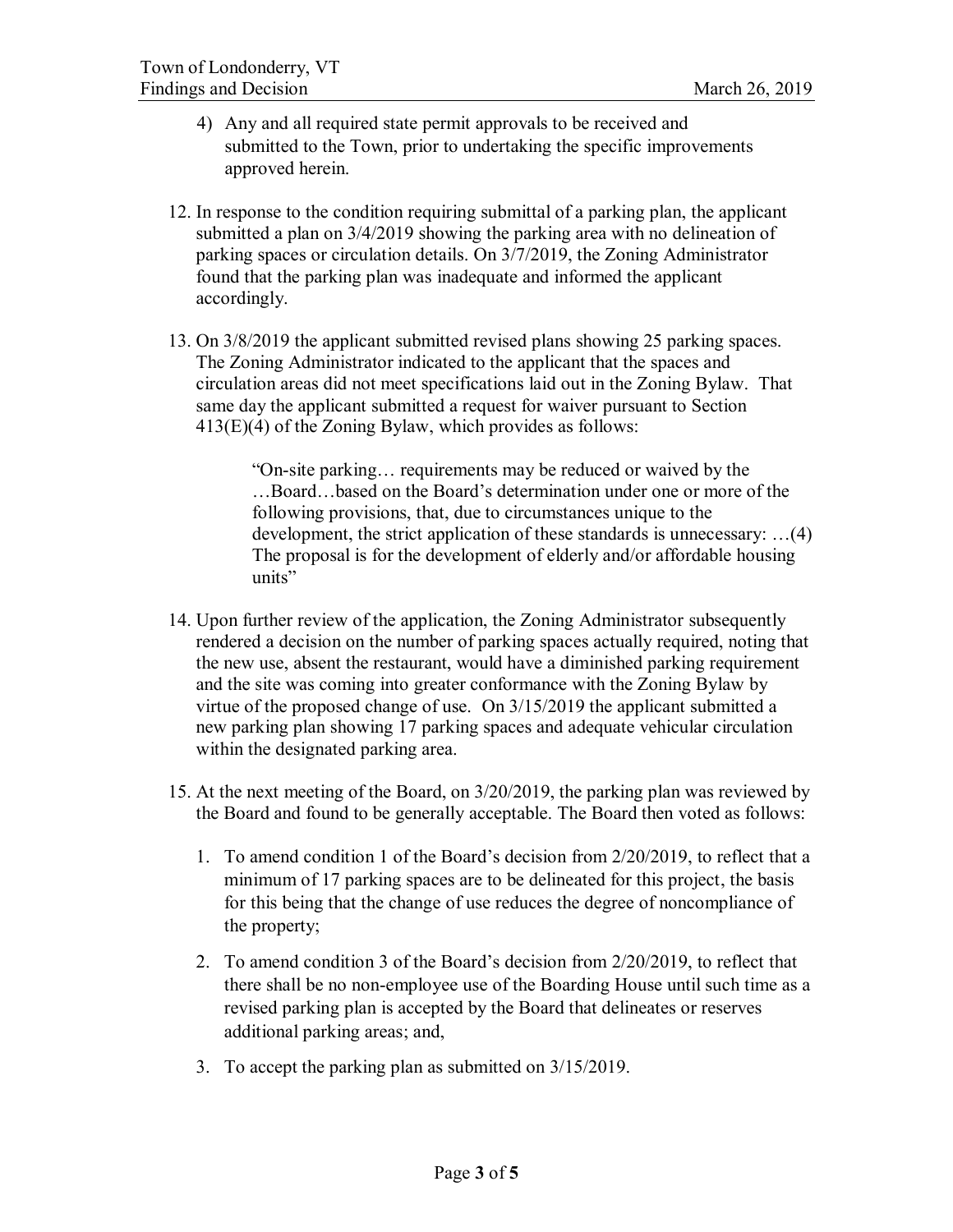4) Any and all required state permit approvals to be received and submitted to the Town, prior to undertaking the specific improvements approved herein.

12. In response to the condition requiring submittal of a parking plan, the applicant submitted a plan on 3/4/2019 showing the parking area with no delineation of parking spaces or circulation details. On 3/7/2019, the Zoning Administrator found that the parking plan was inadequate and informed the applicant accordingly.

13. On 3/8/2019 the applicant submitted revised plans showing 25 parking spaces. The Zoning Administrator indicated to the applicant that the spaces and circulation areas did not meet specifications laid out in the Zoning Bylaw. That same day the applicant submitted a request for waiver pursuant to Section 413(E)(4) of the Zoning Bylaw, which provides as follows:

    > "On-site parking… requirements may be reduced or waived by the …Board…based on the Board's determination under one or more of the following provisions, that, due to circumstances unique to the development, the strict application of these standards is unnecessary: …(4) The proposal is for the development of elderly and/or affordable housing units"

14. Upon further review of the application, the Zoning Administrator subsequently rendered a decision on the number of parking spaces actually required, noting that the new use, absent the restaurant, would have a diminished parking requirement and the site was coming into greater conformance with the Zoning Bylaw by virtue of the proposed change of use. On 3/15/2019 the applicant submitted a new parking plan showing 17 parking spaces and adequate vehicular circulation within the designated parking area.

15. At the next meeting of the Board, on 3/20/2019, the parking plan was reviewed by the Board and found to be generally acceptable. The Board then voted as follows:

    1. To amend condition 1 of the Board's decision from 2/20/2019, to reflect that a minimum of 17 parking spaces are to be delineated for this project, the basis for this being that the change of use reduces the degree of noncompliance of the property;

    2. To amend condition 3 of the Board's decision from 2/20/2019, to reflect that there shall be no non-employee use of the Boarding House until such time as a revised parking plan is accepted by the Board that delineates or reserves additional parking areas; and,

    3. To accept the parking plan as submitted on 3/15/2019.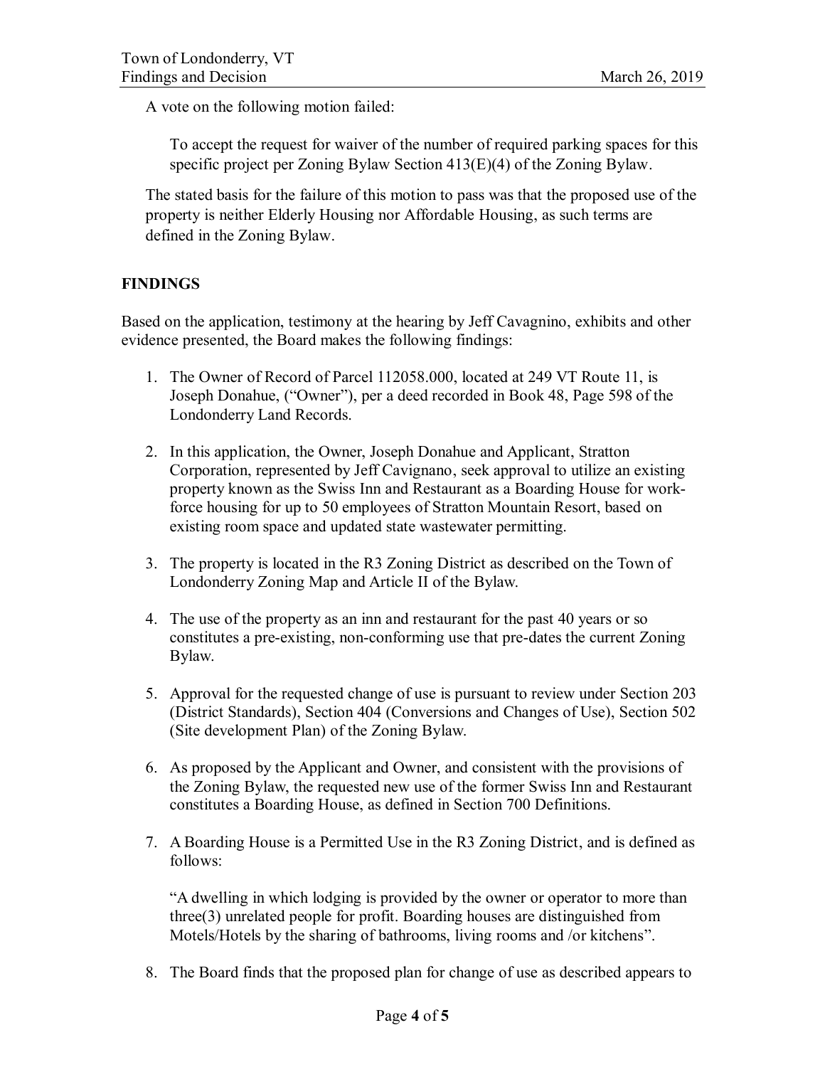A vote on the following motion failed:

> To accept the request for waiver of the number of required parking spaces for this specific project per Zoning Bylaw Section 413(E)(4) of the Zoning Bylaw.

The stated basis for the failure of this motion to pass was that the proposed use of the property is neither Elderly Housing nor Affordable Housing, as such terms are defined in the Zoning Bylaw.

**FINDINGS**

Based on the application, testimony at the hearing by Jeff Cavagnino, exhibits and other evidence presented, the Board makes the following findings:

1. The Owner of Record of Parcel 112058.000, located at 249 VT Route 11, is Joseph Donahue, ("Owner"), per a deed recorded in Book 48, Page 598 of the Londonderry Land Records.

2. In this application, the Owner, Joseph Donahue and Applicant, Stratton Corporation, represented by Jeff Cavignano, seek approval to utilize an existing property known as the Swiss Inn and Restaurant as a Boarding House for work-force housing for up to 50 employees of Stratton Mountain Resort, based on existing room space and updated state wastewater permitting.

3. The property is located in the R3 Zoning District as described on the Town of Londonderry Zoning Map and Article II of the Bylaw.

4. The use of the property as an inn and restaurant for the past 40 years or so constitutes a pre-existing, non-conforming use that pre-dates the current Zoning Bylaw.

5. Approval for the requested change of use is pursuant to review under Section 203 (District Standards), Section 404 (Conversions and Changes of Use), Section 502 (Site development Plan) of the Zoning Bylaw.

6. As proposed by the Applicant and Owner, and consistent with the provisions of the Zoning Bylaw, the requested new use of the former Swiss Inn and Restaurant constitutes a Boarding House, as defined in Section 700 Definitions.

7. A Boarding House is a Permitted Use in the R3 Zoning District, and is defined as follows:

   "A dwelling in which lodging is provided by the owner or operator to more than three(3) unrelated people for profit. Boarding houses are distinguished from Motels/Hotels by the sharing of bathrooms, living rooms and /or kitchens".

8. The Board finds that the proposed plan for change of use as described appears to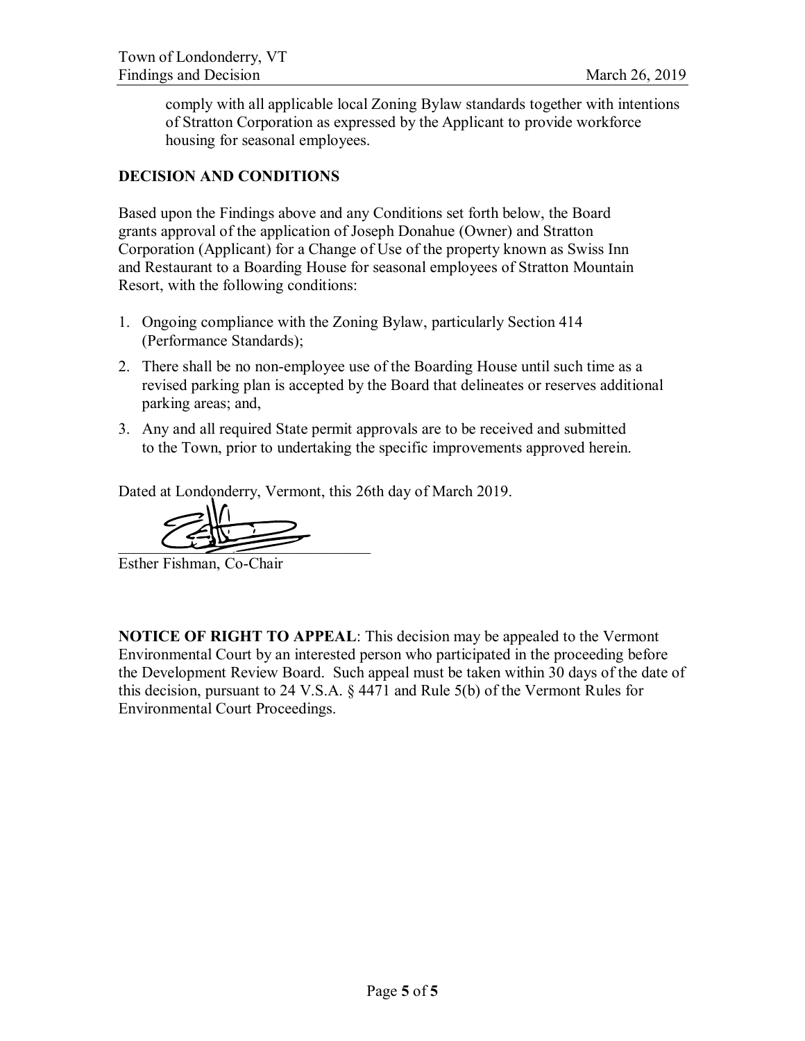comply with all applicable local Zoning Bylaw standards together with intentions of Stratton Corporation as expressed by the Applicant to provide workforce housing for seasonal employees.

## DECISION AND CONDITIONS

Based upon the Findings above and any Conditions set forth below, the Board grants approval of the application of Joseph Donahue (Owner) and Stratton Corporation (Applicant) for a Change of Use of the property known as Swiss Inn and Restaurant to a Boarding House for seasonal employees of Stratton Mountain Resort, with the following conditions:

1. Ongoing compliance with the Zoning Bylaw, particularly Section 414 (Performance Standards);
2. There shall be no non-employee use of the Boarding House until such time as a revised parking plan is accepted by the Board that delineates or reserves additional parking areas; and,
3. Any and all required State permit approvals are to be received and submitted to the Town, prior to undertaking the specific improvements approved herein.

Dated at Londonderry, Vermont, this 26th day of March 2019.

\_\_\_\_\_\_\_\_\_\_\_\_\_\_\_\_\_\_\_\_\_\_\_\_\_\_\_\_\_\_\_\_\_\_
Esther Fishman, Co-Chair

**NOTICE OF RIGHT TO APPEAL**: This decision may be appealed to the Vermont Environmental Court by an interested person who participated in the proceeding before the Development Review Board. Such appeal must be taken within 30 days of the date of this decision, pursuant to 24 V.S.A. § 4471 and Rule 5(b) of the Vermont Rules for Environmental Court Proceedings.